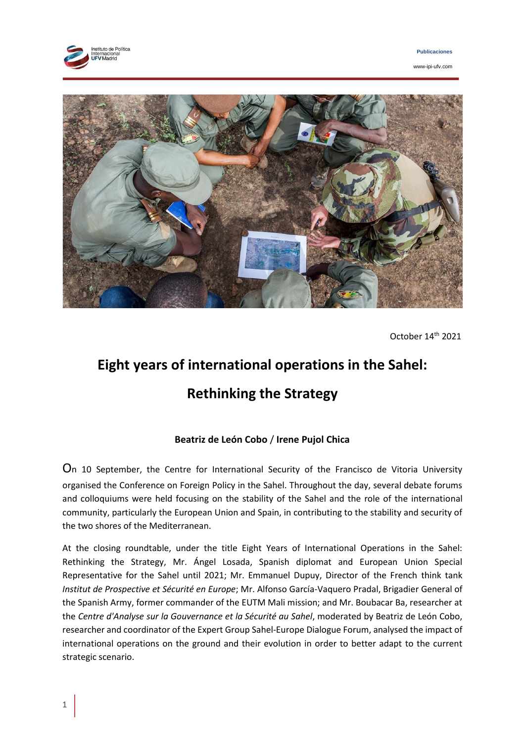October 14th 2021

# Eight years of international operations in the Sahel: Rethinking the Strategy

**Beatriz de León Cobo / Irene Pujol Chica**

On 10 September, the Centre for International Security of the Francisco de Vitoria University organised the Conference on Foreign Policy in the Sahel. Throughout the day, several debate forums and colloquiums were held focusing on the stability of the Sahel and the role of the international community, particularly the European Union and Spain, in contributing to the stability and security of the two shores of the Mediterranean.

At the closing roundtable, under the title Eight Years of International Operations in the Sahel: Rethinking the Strategy, Mr. Ángel Losada, Spanish diplomat and European Union Special Representative for the Sahel until 2021; Mr. Emmanuel Dupuy, Director of the French think tank *Institut de Prospective et Sécurité en Europe*; Mr. Alfonso García-Vaquero Pradal, Brigadier General of the Spanish Army, former commander of the EUTM Mali mission; and Mr. Boubacar Ba, researcher at the *Centre d'Analyse sur la Gouvernance et la Sécurité au Sahel*, moderated by Beatriz de León Cobo, researcher and coordinator of the Expert Group Sahel-Europe Dialogue Forum, analysed the impact of international operations on the ground and their evolution in order to better adapt to the current strategic scenario.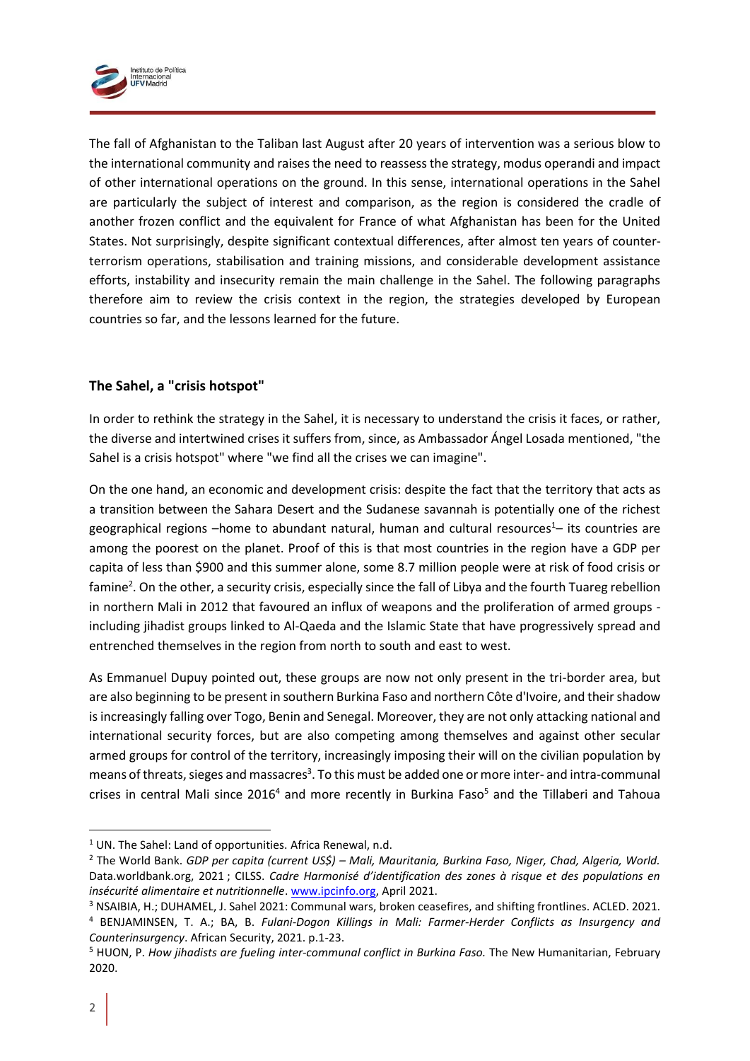The fall of Afghanistan to the Taliban last August after 20 years of intervention was a serious blow to the international community and raises the need to reassess the strategy, modus operandi and impact of other international operations on the ground. In this sense, international operations in the Sahel are particularly the subject of interest and comparison, as the region is considered the cradle of another frozen conflict and the equivalent for France of what Afghanistan has been for the United States. Not surprisingly, despite significant contextual differences, after almost ten years of counter-terrorism operations, stabilisation and training missions, and considerable development assistance efforts, instability and insecurity remain the main challenge in the Sahel. The following paragraphs therefore aim to review the crisis context in the region, the strategies developed by European countries so far, and the lessons learned for the future.

## The Sahel, a "crisis hotspot"

In order to rethink the strategy in the Sahel, it is necessary to understand the crisis it faces, or rather, the diverse and intertwined crises it suffers from, since, as Ambassador Ángel Losada mentioned, "the Sahel is a crisis hotspot" where "we find all the crises we can imagine".

On the one hand, an economic and development crisis: despite the fact that the territory that acts as a transition between the Sahara Desert and the Sudanese savannah is potentially one of the richest geographical regions –home to abundant natural, human and cultural resources[1]– its countries are among the poorest on the planet. Proof of this is that most countries in the region have a GDP per capita of less than $900 and this summer alone, some 8.7 million people were at risk of food crisis or famine[2]. On the other, a security crisis, especially since the fall of Libya and the fourth Tuareg rebellion in northern Mali in 2012 that favoured an influx of weapons and the proliferation of armed groups - including jihadist groups linked to Al-Qaeda and the Islamic State that have progressively spread and entrenched themselves in the region from north to south and east to west.

As Emmanuel Dupuy pointed out, these groups are now not only present in the tri-border area, but are also beginning to be present in southern Burkina Faso and northern Côte d'Ivoire, and their shadow is increasingly falling over Togo, Benin and Senegal. Moreover, they are not only attacking national and international security forces, but are also competing among themselves and against other secular armed groups for control of the territory, increasingly imposing their will on the civilian population by means of threats, sieges and massacres[3]. To this must be added one or more inter- and intra-communal crises in central Mali since 2016[4] and more recently in Burkina Faso[5] and the Tillaberi and Tahoua

---

[1] UN. The Sahel: Land of opportunities. Africa Renewal, n.d.

[2] The World Bank. *GDP per capita (current US$) – Mali, Mauritania, Burkina Faso, Niger, Chad, Algeria, World.* Data.worldbank.org, 2021 ; CILSS. *Cadre Harmonisé d'identification des zones à risque et des populations en insécurité alimentaire et nutritionnelle*. www.ipcinfo.org, April 2021.

[3] NSAIBIA, H.; DUHAMEL, J. Sahel 2021: Communal wars, broken ceasefires, and shifting frontlines. ACLED. 2021.

[4] BENJAMINSEN, T. A.; BA, B. *Fulani-Dogon Killings in Mali: Farmer-Herder Conflicts as Insurgency and Counterinsurgency*. African Security, 2021. p.1-23.

[5] HUON, P. *How jihadists are fueling inter-communal conflict in Burkina Faso.* The New Humanitarian, February 2020.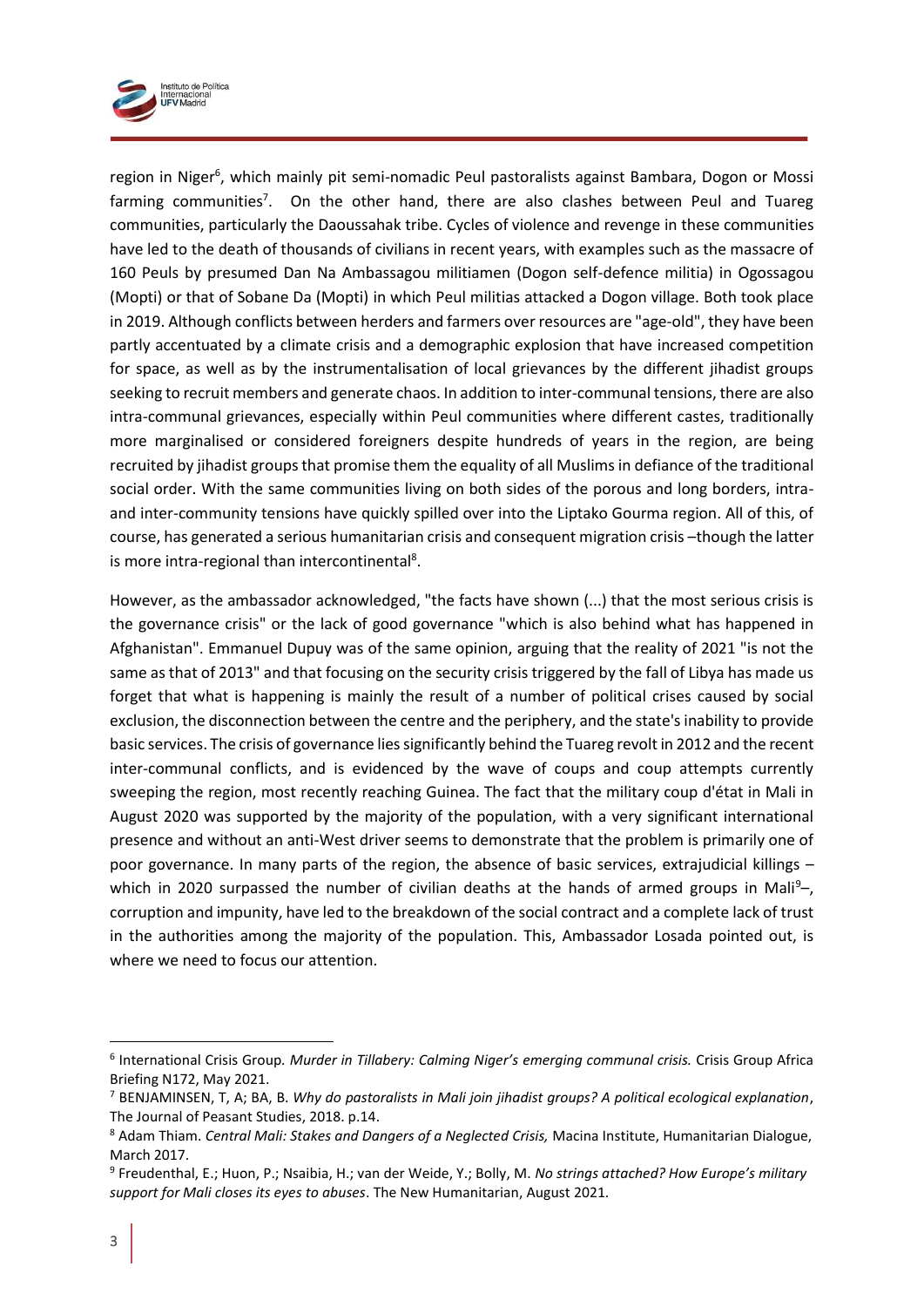region in Niger[6], which mainly pit semi-nomadic Peul pastoralists against Bambara, Dogon or Mossi farming communities[7]. On the other hand, there are also clashes between Peul and Tuareg communities, particularly the Daoussahak tribe. Cycles of violence and revenge in these communities have led to the death of thousands of civilians in recent years, with examples such as the massacre of 160 Peuls by presumed Dan Na Ambassagou militiamen (Dogon self-defence militia) in Ogossagou (Mopti) or that of Sobane Da (Mopti) in which Peul militias attacked a Dogon village. Both took place in 2019. Although conflicts between herders and farmers over resources are "age-old", they have been partly accentuated by a climate crisis and a demographic explosion that have increased competition for space, as well as by the instrumentalisation of local grievances by the different jihadist groups seeking to recruit members and generate chaos. In addition to inter-communal tensions, there are also intra-communal grievances, especially within Peul communities where different castes, traditionally more marginalised or considered foreigners despite hundreds of years in the region, are being recruited by jihadist groups that promise them the equality of all Muslims in defiance of the traditional social order. With the same communities living on both sides of the porous and long borders, intra- and inter-community tensions have quickly spilled over into the Liptako Gourma region. All of this, of course, has generated a serious humanitarian crisis and consequent migration crisis –though the latter is more intra-regional than intercontinental[8].

However, as the ambassador acknowledged, "the facts have shown (...) that the most serious crisis is the governance crisis" or the lack of good governance "which is also behind what has happened in Afghanistan". Emmanuel Dupuy was of the same opinion, arguing that the reality of 2021 "is not the same as that of 2013" and that focusing on the security crisis triggered by the fall of Libya has made us forget that what is happening is mainly the result of a number of political crises caused by social exclusion, the disconnection between the centre and the periphery, and the state's inability to provide basic services. The crisis of governance lies significantly behind the Tuareg revolt in 2012 and the recent inter-communal conflicts, and is evidenced by the wave of coups and coup attempts currently sweeping the region, most recently reaching Guinea. The fact that the military coup d'état in Mali in August 2020 was supported by the majority of the population, with a very significant international presence and without an anti-West driver seems to demonstrate that the problem is primarily one of poor governance. In many parts of the region, the absence of basic services, extrajudicial killings –which in 2020 surpassed the number of civilian deaths at the hands of armed groups in Mali[9]–, corruption and impunity, have led to the breakdown of the social contract and a complete lack of trust in the authorities among the majority of the population. This, Ambassador Losada pointed out, is where we need to focus our attention.

---

[6] International Crisis Group. *Murder in Tillabery: Calming Niger's emerging communal crisis.* Crisis Group Africa Briefing N172, May 2021.

[7] BENJAMINSEN, T, A; BA, B. *Why do pastoralists in Mali join jihadist groups? A political ecological explanation*, The Journal of Peasant Studies, 2018. p.14.

[8] Adam Thiam. *Central Mali: Stakes and Dangers of a Neglected Crisis,* Macina Institute, Humanitarian Dialogue, March 2017.

[9] Freudenthal, E.; Huon, P.; Nsaibia, H.; van der Weide, Y.; Bolly, M. *No strings attached? How Europe's military support for Mali closes its eyes to abuses*. The New Humanitarian, August 2021.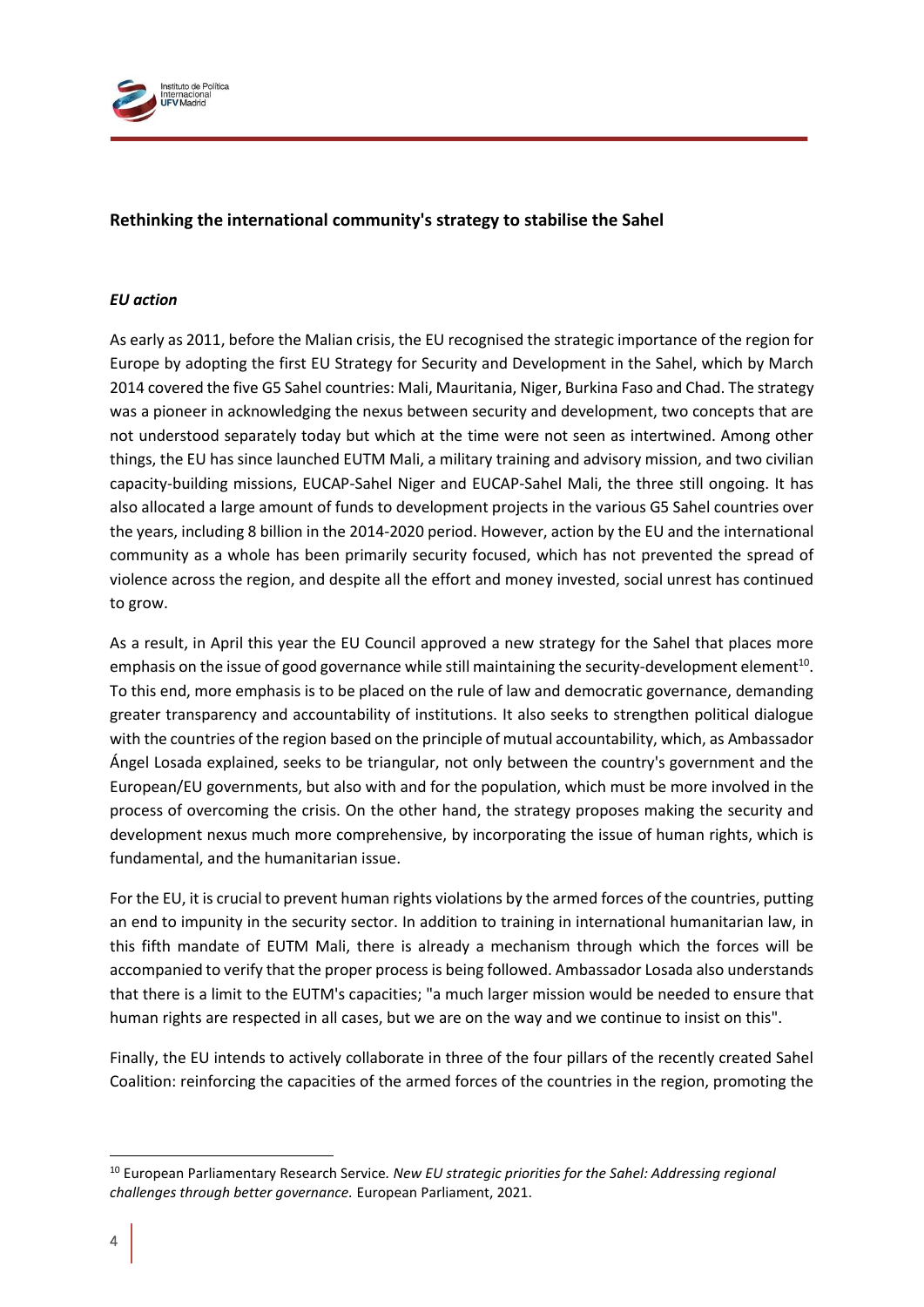## Rethinking the international community's strategy to stabilise the Sahel

### *EU action*

As early as 2011, before the Malian crisis, the EU recognised the strategic importance of the region for Europe by adopting the first EU Strategy for Security and Development in the Sahel, which by March 2014 covered the five G5 Sahel countries: Mali, Mauritania, Niger, Burkina Faso and Chad. The strategy was a pioneer in acknowledging the nexus between security and development, two concepts that are not understood separately today but which at the time were not seen as intertwined. Among other things, the EU has since launched EUTM Mali, a military training and advisory mission, and two civilian capacity-building missions, EUCAP-Sahel Niger and EUCAP-Sahel Mali, the three still ongoing. It has also allocated a large amount of funds to development projects in the various G5 Sahel countries over the years, including 8 billion in the 2014-2020 period. However, action by the EU and the international community as a whole has been primarily security focused, which has not prevented the spread of violence across the region, and despite all the effort and money invested, social unrest has continued to grow.

As a result, in April this year the EU Council approved a new strategy for the Sahel that places more emphasis on the issue of good governance while still maintaining the security-development element[10]. To this end, more emphasis is to be placed on the rule of law and democratic governance, demanding greater transparency and accountability of institutions. It also seeks to strengthen political dialogue with the countries of the region based on the principle of mutual accountability, which, as Ambassador Ángel Losada explained, seeks to be triangular, not only between the country's government and the European/EU governments, but also with and for the population, which must be more involved in the process of overcoming the crisis. On the other hand, the strategy proposes making the security and development nexus much more comprehensive, by incorporating the issue of human rights, which is fundamental, and the humanitarian issue.

For the EU, it is crucial to prevent human rights violations by the armed forces of the countries, putting an end to impunity in the security sector. In addition to training in international humanitarian law, in this fifth mandate of EUTM Mali, there is already a mechanism through which the forces will be accompanied to verify that the proper process is being followed. Ambassador Losada also understands that there is a limit to the EUTM's capacities; "a much larger mission would be needed to ensure that human rights are respected in all cases, but we are on the way and we continue to insist on this".

Finally, the EU intends to actively collaborate in three of the four pillars of the recently created Sahel Coalition: reinforcing the capacities of the armed forces of the countries in the region, promoting the

---

[10] European Parliamentary Research Service. *New EU strategic priorities for the Sahel: Addressing regional challenges through better governance.* European Parliament, 2021.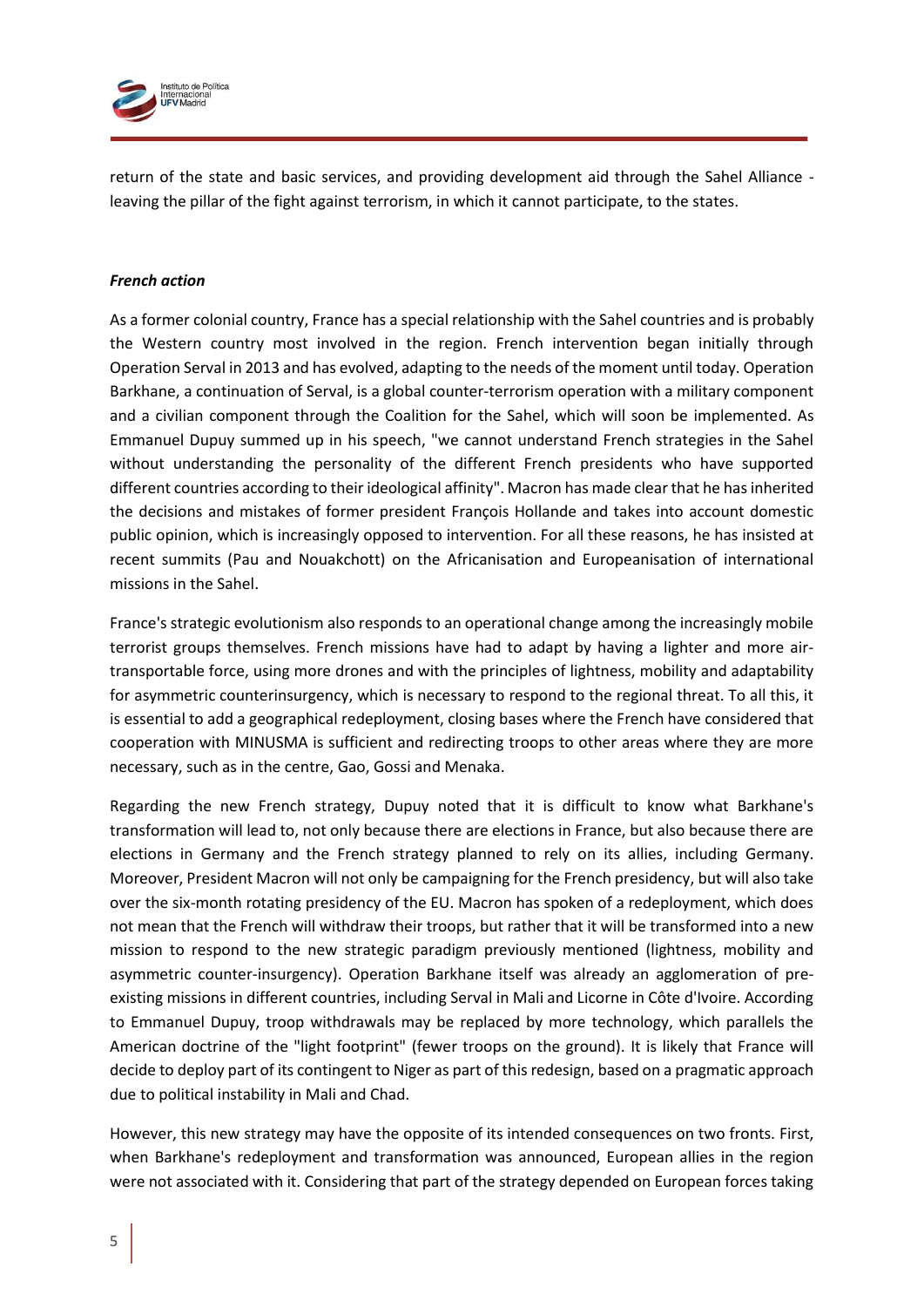return of the state and basic services, and providing development aid through the Sahel Alliance - leaving the pillar of the fight against terrorism, in which it cannot participate, to the states.

***French action***

As a former colonial country, France has a special relationship with the Sahel countries and is probably the Western country most involved in the region. French intervention began initially through Operation Serval in 2013 and has evolved, adapting to the needs of the moment until today. Operation Barkhane, a continuation of Serval, is a global counter-terrorism operation with a military component and a civilian component through the Coalition for the Sahel, which will soon be implemented. As Emmanuel Dupuy summed up in his speech, "we cannot understand French strategies in the Sahel without understanding the personality of the different French presidents who have supported different countries according to their ideological affinity". Macron has made clear that he has inherited the decisions and mistakes of former president François Hollande and takes into account domestic public opinion, which is increasingly opposed to intervention. For all these reasons, he has insisted at recent summits (Pau and Nouakchott) on the Africanisation and Europeanisation of international missions in the Sahel.

France's strategic evolutionism also responds to an operational change among the increasingly mobile terrorist groups themselves. French missions have had to adapt by having a lighter and more air-transportable force, using more drones and with the principles of lightness, mobility and adaptability for asymmetric counterinsurgency, which is necessary to respond to the regional threat. To all this, it is essential to add a geographical redeployment, closing bases where the French have considered that cooperation with MINUSMA is sufficient and redirecting troops to other areas where they are more necessary, such as in the centre, Gao, Gossi and Menaka.

Regarding the new French strategy, Dupuy noted that it is difficult to know what Barkhane's transformation will lead to, not only because there are elections in France, but also because there are elections in Germany and the French strategy planned to rely on its allies, including Germany. Moreover, President Macron will not only be campaigning for the French presidency, but will also take over the six-month rotating presidency of the EU. Macron has spoken of a redeployment, which does not mean that the French will withdraw their troops, but rather that it will be transformed into a new mission to respond to the new strategic paradigm previously mentioned (lightness, mobility and asymmetric counter-insurgency). Operation Barkhane itself was already an agglomeration of pre-existing missions in different countries, including Serval in Mali and Licorne in Côte d'Ivoire. According to Emmanuel Dupuy, troop withdrawals may be replaced by more technology, which parallels the American doctrine of the "light footprint" (fewer troops on the ground). It is likely that France will decide to deploy part of its contingent to Niger as part of this redesign, based on a pragmatic approach due to political instability in Mali and Chad.

However, this new strategy may have the opposite of its intended consequences on two fronts. First, when Barkhane's redeployment and transformation was announced, European allies in the region were not associated with it. Considering that part of the strategy depended on European forces taking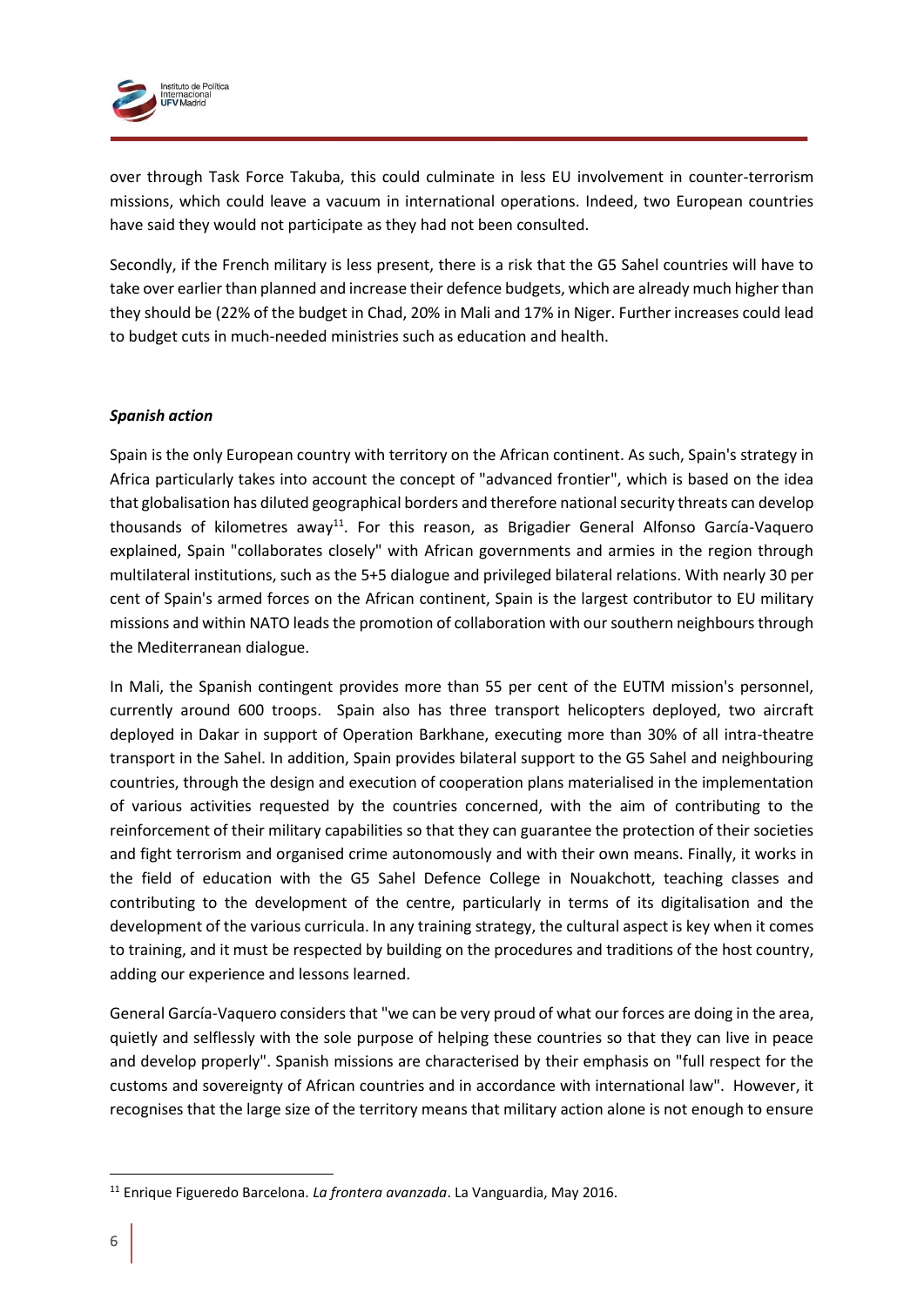over through Task Force Takuba, this could culminate in less EU involvement in counter-terrorism missions, which could leave a vacuum in international operations. Indeed, two European countries have said they would not participate as they had not been consulted.

Secondly, if the French military is less present, there is a risk that the G5 Sahel countries will have to take over earlier than planned and increase their defence budgets, which are already much higher than they should be (22% of the budget in Chad, 20% in Mali and 17% in Niger. Further increases could lead to budget cuts in much-needed ministries such as education and health.

***Spanish action***

Spain is the only European country with territory on the African continent. As such, Spain's strategy in Africa particularly takes into account the concept of "advanced frontier", which is based on the idea that globalisation has diluted geographical borders and therefore national security threats can develop thousands of kilometres away[11]. For this reason, as Brigadier General Alfonso García-Vaquero explained, Spain "collaborates closely" with African governments and armies in the region through multilateral institutions, such as the 5+5 dialogue and privileged bilateral relations. With nearly 30 per cent of Spain's armed forces on the African continent, Spain is the largest contributor to EU military missions and within NATO leads the promotion of collaboration with our southern neighbours through the Mediterranean dialogue.

In Mali, the Spanish contingent provides more than 55 per cent of the EUTM mission's personnel, currently around 600 troops. Spain also has three transport helicopters deployed, two aircraft deployed in Dakar in support of Operation Barkhane, executing more than 30% of all intra-theatre transport in the Sahel. In addition, Spain provides bilateral support to the G5 Sahel and neighbouring countries, through the design and execution of cooperation plans materialised in the implementation of various activities requested by the countries concerned, with the aim of contributing to the reinforcement of their military capabilities so that they can guarantee the protection of their societies and fight terrorism and organised crime autonomously and with their own means. Finally, it works in the field of education with the G5 Sahel Defence College in Nouakchott, teaching classes and contributing to the development of the centre, particularly in terms of its digitalisation and the development of the various curricula. In any training strategy, the cultural aspect is key when it comes to training, and it must be respected by building on the procedures and traditions of the host country, adding our experience and lessons learned.

General García-Vaquero considers that "we can be very proud of what our forces are doing in the area, quietly and selflessly with the sole purpose of helping these countries so that they can live in peace and develop properly". Spanish missions are characterised by their emphasis on "full respect for the customs and sovereignty of African countries and in accordance with international law". However, it recognises that the large size of the territory means that military action alone is not enough to ensure

[11] Enrique Figueredo Barcelona. *La frontera avanzada*. La Vanguardia, May 2016.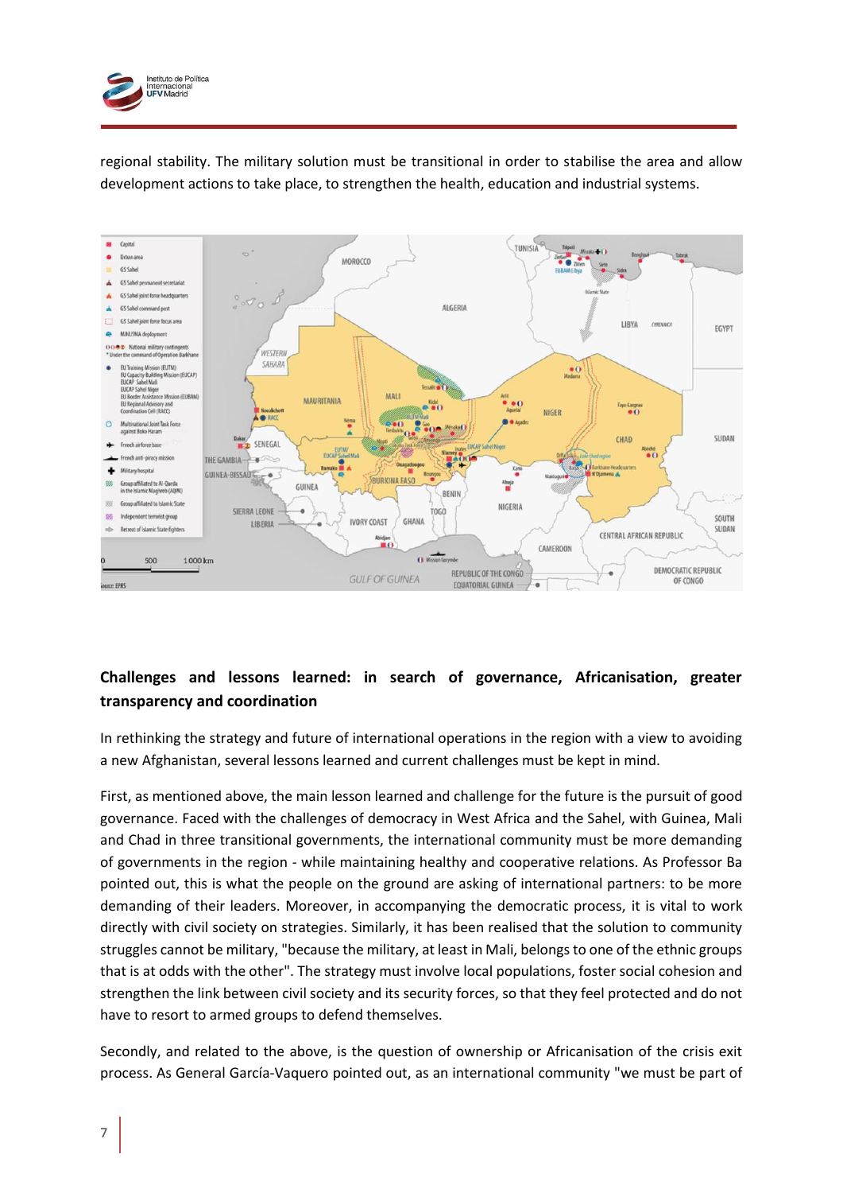regional stability. The military solution must be transitional in order to stabilise the area and allow development actions to take place, to strengthen the health, education and industrial systems.

## Challenges and lessons learned: in search of governance, Africanisation, greater transparency and coordination

In rethinking the strategy and future of international operations in the region with a view to avoiding a new Afghanistan, several lessons learned and current challenges must be kept in mind.

First, as mentioned above, the main lesson learned and challenge for the future is the pursuit of good governance. Faced with the challenges of democracy in West Africa and the Sahel, with Guinea, Mali and Chad in three transitional governments, the international community must be more demanding of governments in the region - while maintaining healthy and cooperative relations. As Professor Ba pointed out, this is what the people on the ground are asking of international partners: to be more demanding of their leaders. Moreover, in accompanying the democratic process, it is vital to work directly with civil society on strategies. Similarly, it has been realised that the solution to community struggles cannot be military, "because the military, at least in Mali, belongs to one of the ethnic groups that is at odds with the other". The strategy must involve local populations, foster social cohesion and strengthen the link between civil society and its security forces, so that they feel protected and do not have to resort to armed groups to defend themselves.

Secondly, and related to the above, is the question of ownership or Africanisation of the crisis exit process. As General García-Vaquero pointed out, as an international community "we must be part of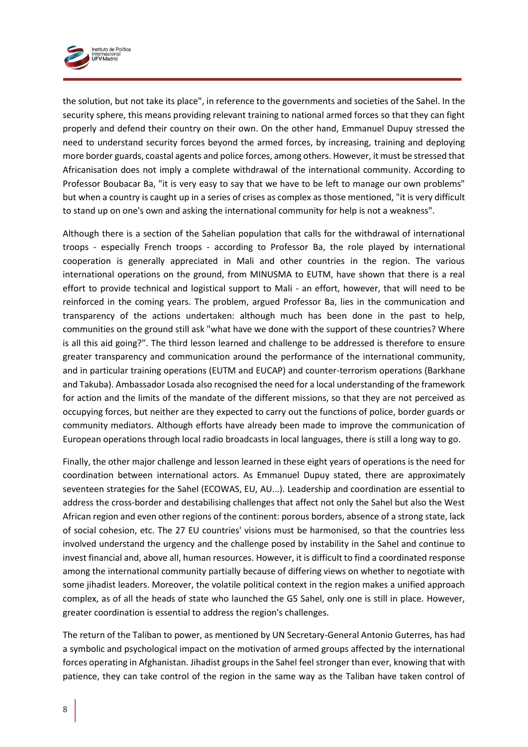the solution, but not take its place", in reference to the governments and societies of the Sahel. In the security sphere, this means providing relevant training to national armed forces so that they can fight properly and defend their country on their own. On the other hand, Emmanuel Dupuy stressed the need to understand security forces beyond the armed forces, by increasing, training and deploying more border guards, coastal agents and police forces, among others. However, it must be stressed that Africanisation does not imply a complete withdrawal of the international community. According to Professor Boubacar Ba, "it is very easy to say that we have to be left to manage our own problems" but when a country is caught up in a series of crises as complex as those mentioned, "it is very difficult to stand up on one's own and asking the international community for help is not a weakness".

Although there is a section of the Sahelian population that calls for the withdrawal of international troops - especially French troops - according to Professor Ba, the role played by international cooperation is generally appreciated in Mali and other countries in the region. The various international operations on the ground, from MINUSMA to EUTM, have shown that there is a real effort to provide technical and logistical support to Mali - an effort, however, that will need to be reinforced in the coming years. The problem, argued Professor Ba, lies in the communication and transparency of the actions undertaken: although much has been done in the past to help, communities on the ground still ask "what have we done with the support of these countries? Where is all this aid going?". The third lesson learned and challenge to be addressed is therefore to ensure greater transparency and communication around the performance of the international community, and in particular training operations (EUTM and EUCAP) and counter-terrorism operations (Barkhane and Takuba). Ambassador Losada also recognised the need for a local understanding of the framework for action and the limits of the mandate of the different missions, so that they are not perceived as occupying forces, but neither are they expected to carry out the functions of police, border guards or community mediators. Although efforts have already been made to improve the communication of European operations through local radio broadcasts in local languages, there is still a long way to go.

Finally, the other major challenge and lesson learned in these eight years of operations is the need for coordination between international actors. As Emmanuel Dupuy stated, there are approximately seventeen strategies for the Sahel (ECOWAS, EU, AU...). Leadership and coordination are essential to address the cross-border and destabilising challenges that affect not only the Sahel but also the West African region and even other regions of the continent: porous borders, absence of a strong state, lack of social cohesion, etc. The 27 EU countries' visions must be harmonised, so that the countries less involved understand the urgency and the challenge posed by instability in the Sahel and continue to invest financial and, above all, human resources. However, it is difficult to find a coordinated response among the international community partially because of differing views on whether to negotiate with some jihadist leaders. Moreover, the volatile political context in the region makes a unified approach complex, as of all the heads of state who launched the G5 Sahel, only one is still in place. However, greater coordination is essential to address the region's challenges.

The return of the Taliban to power, as mentioned by UN Secretary-General Antonio Guterres, has had a symbolic and psychological impact on the motivation of armed groups affected by the international forces operating in Afghanistan. Jihadist groups in the Sahel feel stronger than ever, knowing that with patience, they can take control of the region in the same way as the Taliban have taken control of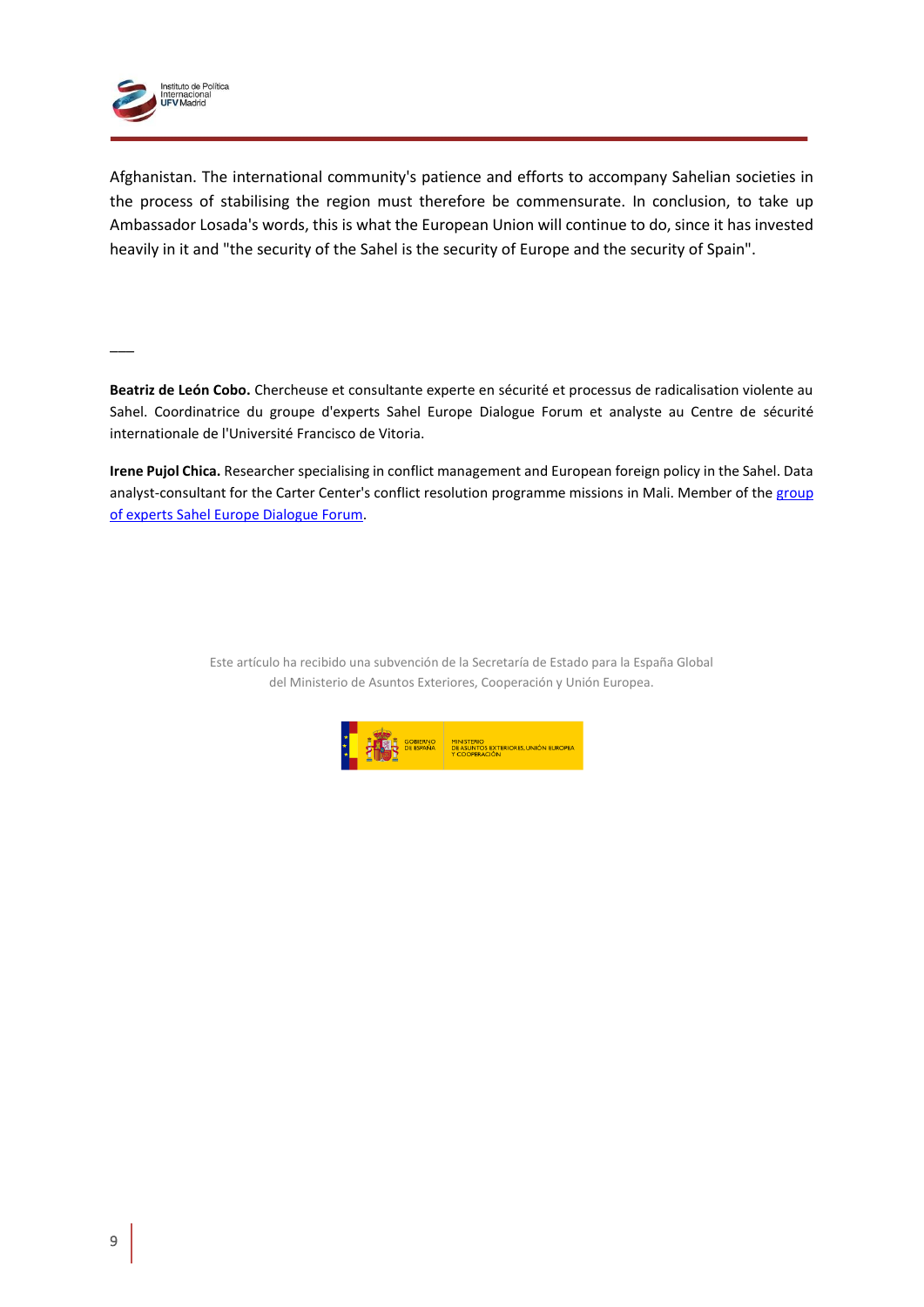Afghanistan. The international community's patience and efforts to accompany Sahelian societies in the process of stabilising the region must therefore be commensurate. In conclusion, to take up Ambassador Losada's words, this is what the European Union will continue to do, since it has invested heavily in it and "the security of the Sahel is the security of Europe and the security of Spain".

___

**Beatriz de León Cobo.** Chercheuse et consultante experte en sécurité et processus de radicalisation violente au Sahel. Coordinatrice du groupe d'experts Sahel Europe Dialogue Forum et analyste au Centre de sécurité internationale de l'Université Francisco de Vitoria.

**Irene Pujol Chica.** Researcher specialising in conflict management and European foreign policy in the Sahel. Data analyst-consultant for the Carter Center's conflict resolution programme missions in Mali. Member of the group of experts Sahel Europe Dialogue Forum.

Este artículo ha recibido una subvención de la Secretaría de Estado para la España Global del Ministerio de Asuntos Exteriores, Cooperación y Unión Europea.

GOBIERNO DE ESPAÑA

MINISTERIO DE ASUNTOS EXTERIORES, UNIÓN EUROPEA Y COOPERACIÓN